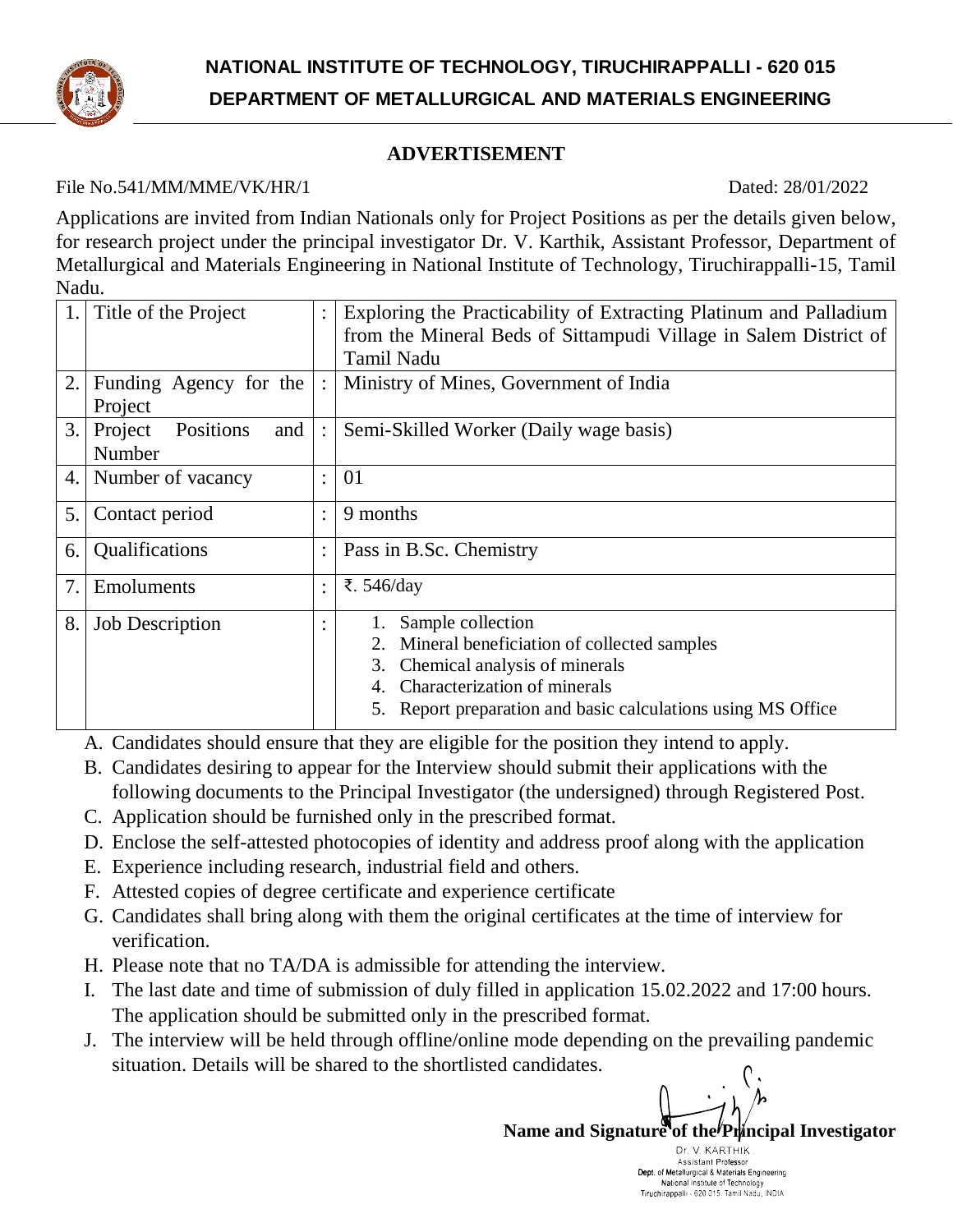# NATIONAL INSTITUTE OF TECHNOLOGY, TIRUCHIRAPPALLI - 620 015

## DEPARTMENT OF METALLURGICAL AND MATERIALS ENGINEERING

### ADVERTISEMENT

File No.541/MM/MME/VK/HR/1 Dated: 28/01/2022

Applications are invited from Indian Nationals only for Project Positions as per the details given below, for research project under the principal investigator Dr. V. Karthik, Assistant Professor, Department of Metallurgical and Materials Engineering in National Institute of Technology, Tiruchirappalli-15, Tamil Nadu.

| | | | |
|---|---|---|---|
| 1. | Title of the Project | : | Exploring the Practicability of Extracting Platinum and Palladium from the Mineral Beds of Sittampudi Village in Salem District of Tamil Nadu |
| 2. | Funding Agency for the Project | : | Ministry of Mines, Government of India |
| 3. | Project Positions and Number | : | Semi-Skilled Worker (Daily wage basis) |
| 4. | Number of vacancy | : | 01 |
| 5. | Contact period | : | 9 months |
| 6. | Qualifications | : | Pass in B.Sc. Chemistry |
| 7. | Emoluments | : | ₹. 546/day |
| 8. | Job Description | : | 1. Sample collection<br>2. Mineral beneficiation of collected samples<br>3. Chemical analysis of minerals<br>4. Characterization of minerals<br>5. Report preparation and basic calculations using MS Office |

A. Candidates should ensure that they are eligible for the position they intend to apply.
B. Candidates desiring to appear for the Interview should submit their applications with the following documents to the Principal Investigator (the undersigned) through Registered Post.
C. Application should be furnished only in the prescribed format.
D. Enclose the self-attested photocopies of identity and address proof along with the application
E. Experience including research, industrial field and others.
F. Attested copies of degree certificate and experience certificate
G. Candidates shall bring along with them the original certificates at the time of interview for verification.
H. Please note that no TA/DA is admissible for attending the interview.
I. The last date and time of submission of duly filled in application 15.02.2022 and 17:00 hours. The application should be submitted only in the prescribed format.
J. The interview will be held through offline/online mode depending on the prevailing pandemic situation. Details will be shared to the shortlisted candidates.

**Name and Signature of the Principal Investigator**

Dr. V. KARTHIK
Assistant Professor
Dept. of Metallurgical & Materials Engineering
National Institute of Technology
Tiruchirappalli - 620 015, Tamil Nadu, INDIA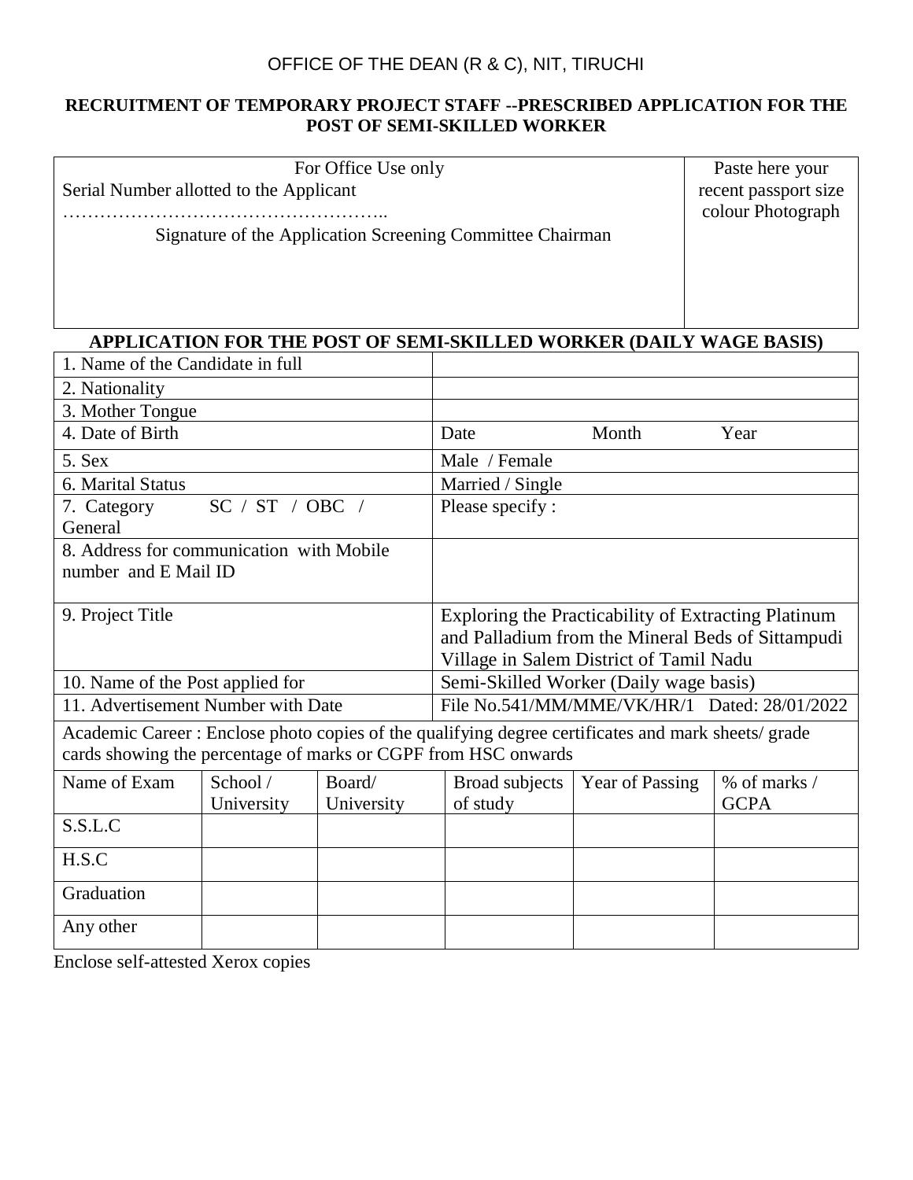OFFICE OF THE DEAN (R & C), NIT, TIRUCHI

**RECRUITMENT OF TEMPORARY PROJECT STAFF --PRESCRIBED APPLICATION FOR THE POST OF SEMI-SKILLED WORKER**

| For Office Use only<br>Serial Number allotted to the Applicant<br>……………………………………………..<br>Signature of the Application Screening Committee Chairman | Paste here your recent passport size colour Photograph |
|---|---|

## APPLICATION FOR THE POST OF SEMI-SKILLED WORKER (DAILY WAGE BASIS)

| | |
|---|---|
| 1. Name of the Candidate in full | |
| 2. Nationality | |
| 3. Mother Tongue | |
| 4. Date of Birth | Date Month Year |
| 5. Sex | Male / Female |
| 6. Marital Status | Married / Single |
| 7. Category SC / ST / OBC / General | Please specify : |
| 8. Address for communication with Mobile number and E Mail ID | |
| 9. Project Title | Exploring the Practicability of Extracting Platinum and Palladium from the Mineral Beds of Sittampudi Village in Salem District of Tamil Nadu |
| 10. Name of the Post applied for | Semi-Skilled Worker (Daily wage basis) |
| 11. Advertisement Number with Date | File No.541/MM/MME/VK/HR/1 Dated: 28/01/2022 |

Academic Career : Enclose photo copies of the qualifying degree certificates and mark sheets/ grade cards showing the percentage of marks or CGPF from HSC onwards

| Name of Exam | School / University | Board/ University | Broad subjects of study | Year of Passing | % of marks / GCPA |
|---|---|---|---|---|---|
| S.S.L.C | | | | | |
| H.S.C | | | | | |
| Graduation | | | | | |
| Any other | | | | | |

Enclose self-attested Xerox copies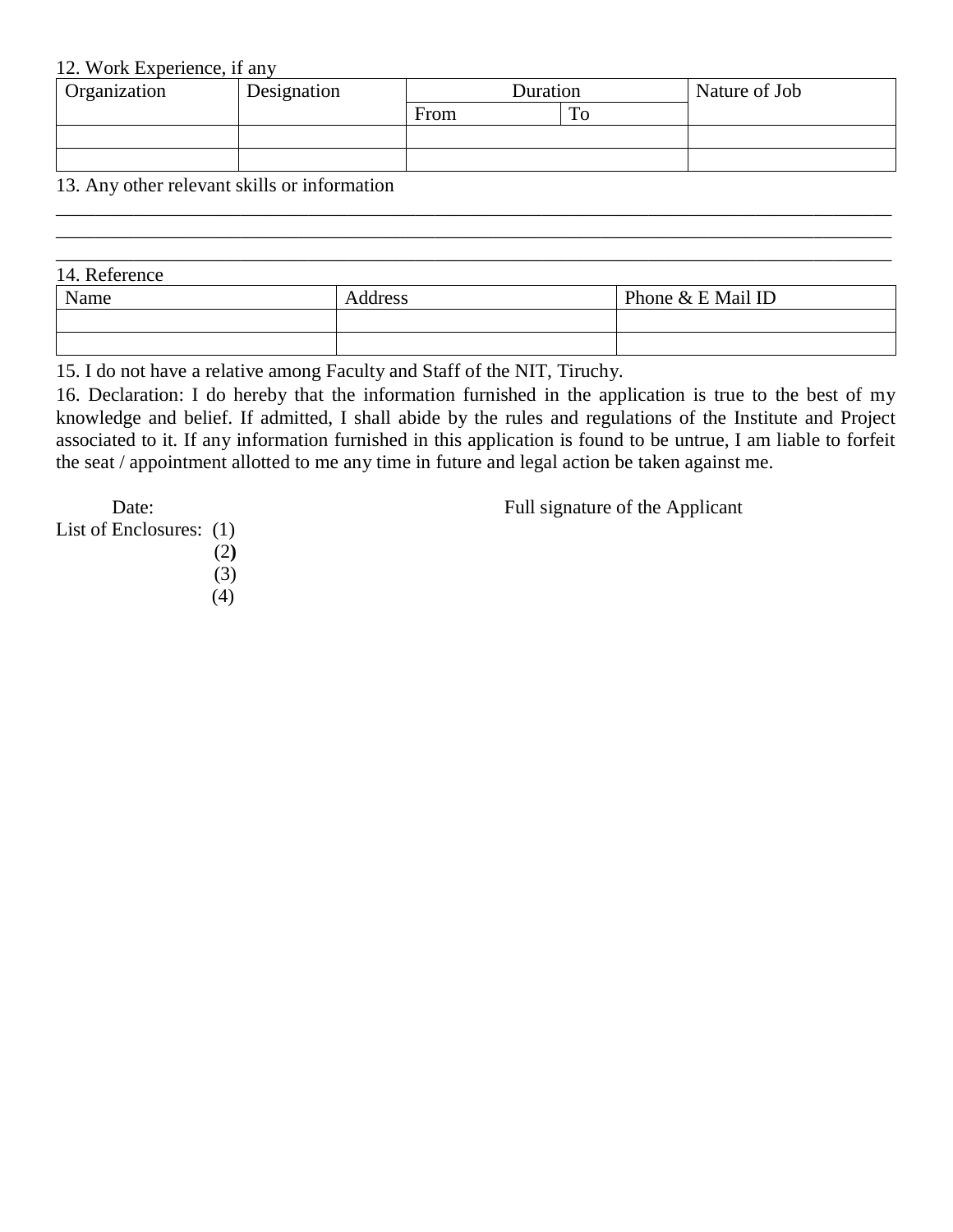12. Work Experience, if any

| Organization | Designation | Duration | | Nature of Job |
|---|---|---|---|---|
| | | From | To | |
| | | | | |
| | | | | |

13. Any other relevant skills or information

\_\_\_\_\_\_\_\_\_\_\_\_\_\_\_\_\_\_\_\_\_\_\_\_\_\_\_\_\_\_\_\_\_\_\_\_\_\_\_\_\_\_\_\_\_\_\_\_\_\_\_\_\_\_\_\_\_\_\_\_\_\_\_\_\_\_\_\_\_\_\_\_\_\_\_\_\_\_

\_\_\_\_\_\_\_\_\_\_\_\_\_\_\_\_\_\_\_\_\_\_\_\_\_\_\_\_\_\_\_\_\_\_\_\_\_\_\_\_\_\_\_\_\_\_\_\_\_\_\_\_\_\_\_\_\_\_\_\_\_\_\_\_\_\_\_\_\_\_\_\_\_\_\_\_\_\_

\_\_\_\_\_\_\_\_\_\_\_\_\_\_\_\_\_\_\_\_\_\_\_\_\_\_\_\_\_\_\_\_\_\_\_\_\_\_\_\_\_\_\_\_\_\_\_\_\_\_\_\_\_\_\_\_\_\_\_\_\_\_\_\_\_\_\_\_\_\_\_\_\_\_\_\_\_\_

14. Reference

| Name | Address | Phone & E Mail ID |
|---|---|---|
| | | |
| | | |

15. I do not have a relative among Faculty and Staff of the NIT, Tiruchy.

16. Declaration: I do hereby that the information furnished in the application is true to the best of my knowledge and belief. If admitted, I shall abide by the rules and regulations of the Institute and Project associated to it. If any information furnished in this application is found to be untrue, I am liable to forfeit the seat / appointment allotted to me any time in future and legal action be taken against me.

Date: Full signature of the Applicant

List of Enclosures: (1)
(2)
(3)
(4)